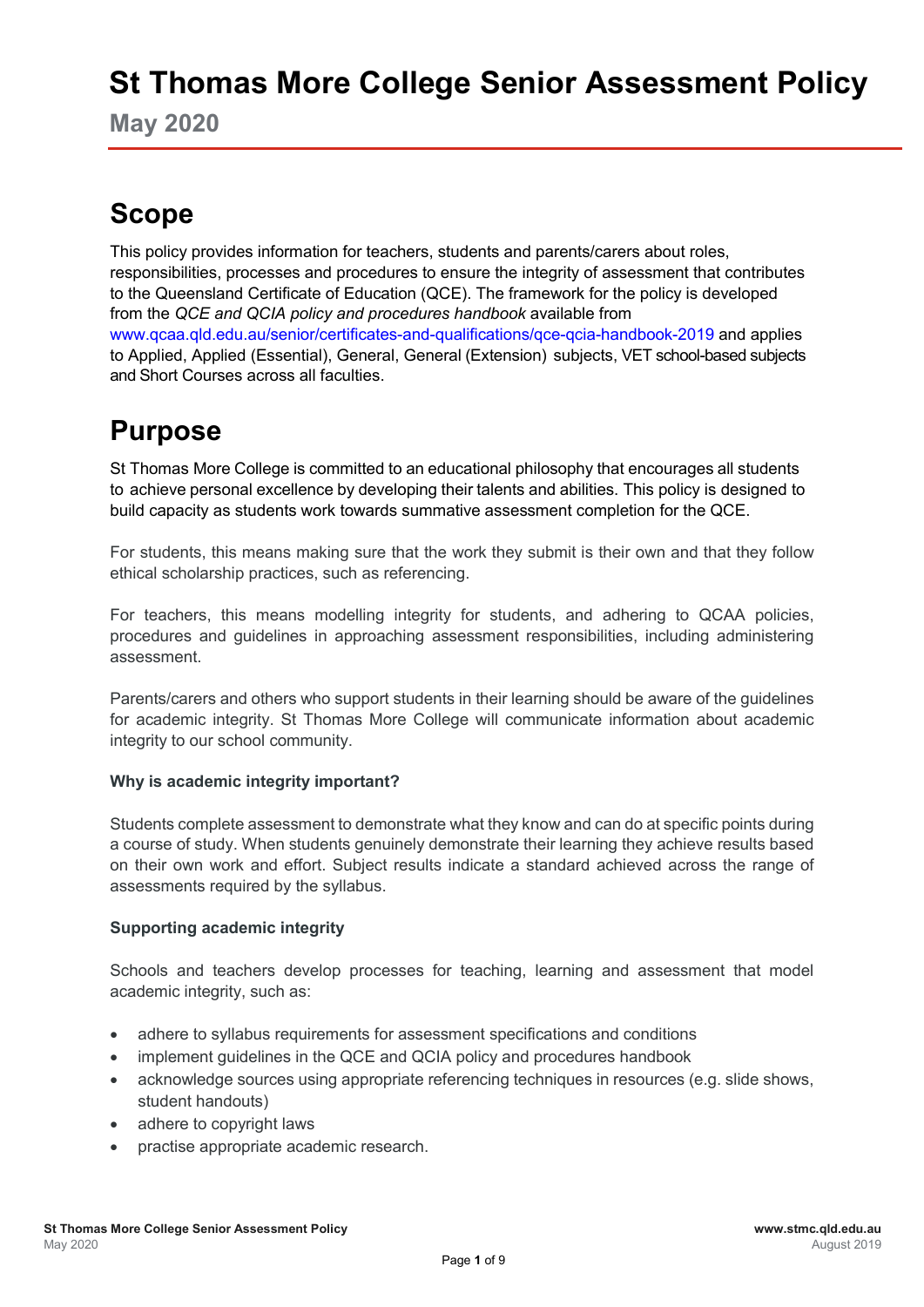# St Thomas More College Senior Assessment Policy

**May 2020**

## Scope

This policy provides information for teachers, students and parents/carers about roles, responsibilities, processes and procedures to ensure the integrity of assessment that contributes to the Queensland Certificate of Education (QCE). The framework for the policy is developed from the *QCE and QCIA policy and procedures handbook* available from www.qcaa.qld.edu.au/senior/certificates-and-qualifications/qce-qcia-handbook-2019 and applies to Applied, Applied (Essential), General, General (Extension) subjects, VET school-based subjects and Short Courses across all faculties.

## Purpose

St Thomas More College is committed to an educational philosophy that encourages all students to achieve personal excellence by developing their talents and abilities. This policy is designed to build capacity as students work towards summative assessment completion for the QCE.

For students, this means making sure that the work they submit is their own and that they follow ethical scholarship practices, such as referencing.

For teachers, this means modelling integrity for students, and adhering to QCAA policies, procedures and guidelines in approaching assessment responsibilities, including administering assessment.

Parents/carers and others who support students in their learning should be aware of the guidelines for academic integrity. St Thomas More College will communicate information about academic integrity to our school community.

**Why is academic integrity important?**

Students complete assessment to demonstrate what they know and can do at specific points during a course of study. When students genuinely demonstrate their learning they achieve results based on their own work and effort. Subject results indicate a standard achieved across the range of assessments required by the syllabus.

**Supporting academic integrity**

Schools and teachers develop processes for teaching, learning and assessment that model academic integrity, such as:

- adhere to syllabus requirements for assessment specifications and conditions
- implement guidelines in the QCE and QCIA policy and procedures handbook
- acknowledge sources using appropriate referencing techniques in resources (e.g. slide shows, student handouts)
- adhere to copyright laws
- practise appropriate academic research.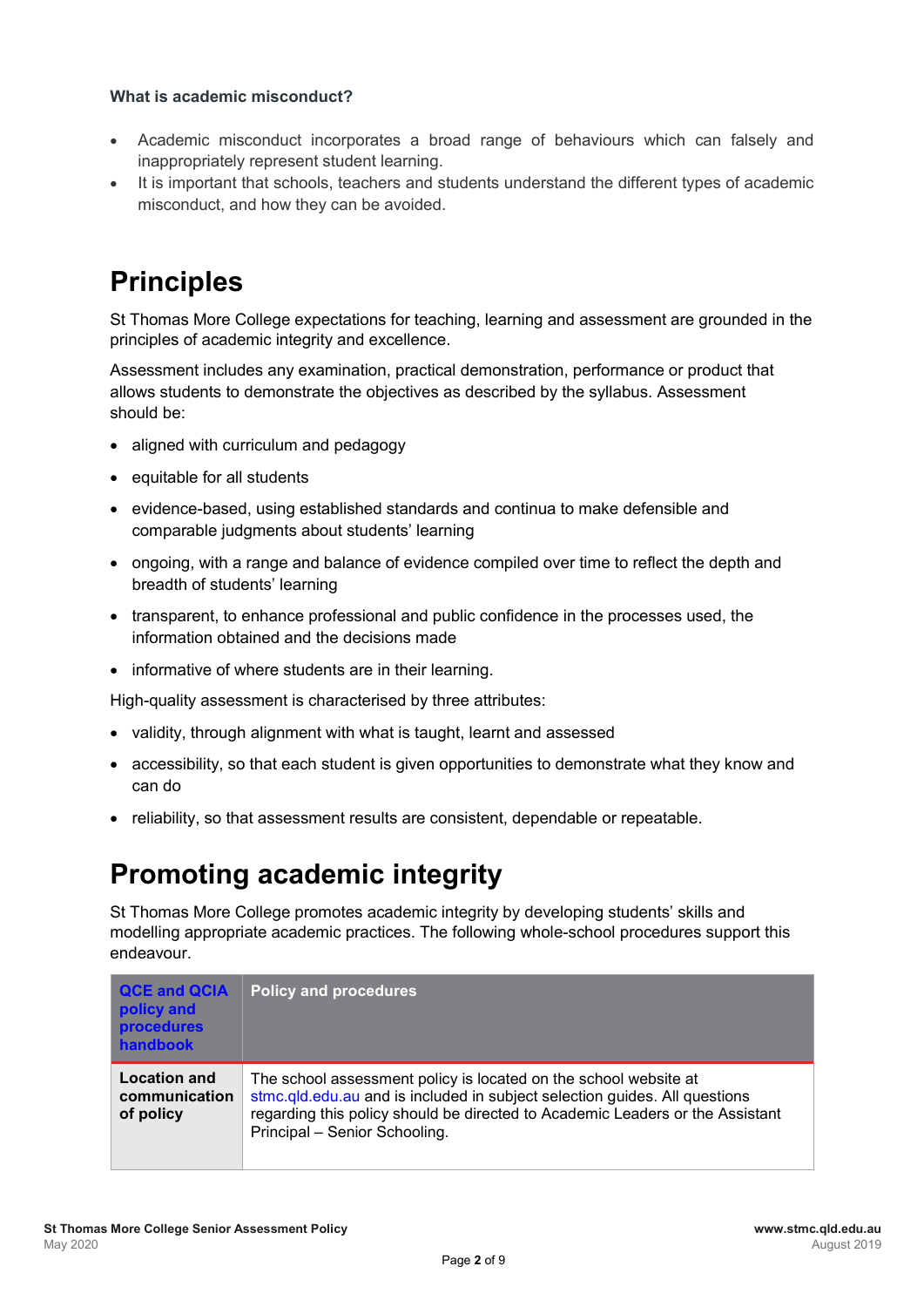**What is academic misconduct?**

- Academic misconduct incorporates a broad range of behaviours which can falsely and inappropriately represent student learning.
- It is important that schools, teachers and students understand the different types of academic misconduct, and how they can be avoided.

# Principles

St Thomas More College expectations for teaching, learning and assessment are grounded in the principles of academic integrity and excellence.

Assessment includes any examination, practical demonstration, performance or product that allows students to demonstrate the objectives as described by the syllabus. Assessment should be:

- aligned with curriculum and pedagogy
- equitable for all students
- evidence-based, using established standards and continua to make defensible and comparable judgments about students' learning
- ongoing, with a range and balance of evidence compiled over time to reflect the depth and breadth of students' learning
- transparent, to enhance professional and public confidence in the processes used, the information obtained and the decisions made
- informative of where students are in their learning.

High-quality assessment is characterised by three attributes:

- validity, through alignment with what is taught, learnt and assessed
- accessibility, so that each student is given opportunities to demonstrate what they know and can do
- reliability, so that assessment results are consistent, dependable or repeatable.

# Promoting academic integrity

St Thomas More College promotes academic integrity by developing students' skills and modelling appropriate academic practices. The following whole-school procedures support this endeavour.

| QCE and QCIA policy and procedures handbook | Policy and procedures |
|---|---|
| **Location and communication of policy** | The school assessment policy is located on the school website at stmc.qld.edu.au and is included in subject selection guides. All questions regarding this policy should be directed to Academic Leaders or the Assistant Principal – Senior Schooling. |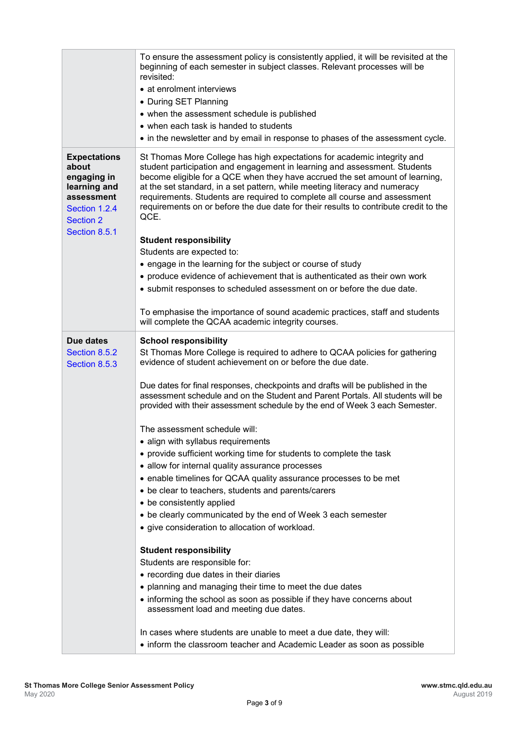| | |
|---|---|
| | To ensure the assessment policy is consistently applied, it will be revisited at the beginning of each semester in subject classes. Relevant processes will be revisited:<br>• at enrolment interviews<br>• During SET Planning<br>• when the assessment schedule is published<br>• when each task is handed to students<br>• in the newsletter and by email in response to phases of the assessment cycle. |
| **Expectations about engaging in learning and assessment**<br>Section 1.2.4<br>Section 2<br>Section 8.5.1 | St Thomas More College has high expectations for academic integrity and student participation and engagement in learning and assessment. Students become eligible for a QCE when they have accrued the set amount of learning, at the set standard, in a set pattern, while meeting literacy and numeracy requirements. Students are required to complete all course and assessment requirements on or before the due date for their results to contribute credit to the QCE.<br><br>**Student responsibility**<br>Students are expected to:<br>• engage in the learning for the subject or course of study<br>• produce evidence of achievement that is authenticated as their own work<br>• submit responses to scheduled assessment on or before the due date.<br><br>To emphasise the importance of sound academic practices, staff and students will complete the QCAA academic integrity courses. |
| **Due dates**<br>Section 8.5.2<br>Section 8.5.3 | **School responsibility**<br>St Thomas More College is required to adhere to QCAA policies for gathering evidence of student achievement on or before the due date.<br><br>Due dates for final responses, checkpoints and drafts will be published in the assessment schedule and on the Student and Parent Portals. All students will be provided with their assessment schedule by the end of Week 3 each Semester.<br><br>The assessment schedule will:<br>• align with syllabus requirements<br>• provide sufficient working time for students to complete the task<br>• allow for internal quality assurance processes<br>• enable timelines for QCAA quality assurance processes to be met<br>• be clear to teachers, students and parents/carers<br>• be consistently applied<br>• be clearly communicated by the end of Week 3 each semester<br>• give consideration to allocation of workload.<br><br>**Student responsibility**<br>Students are responsible for:<br>• recording due dates in their diaries<br>• planning and managing their time to meet the due dates<br>• informing the school as soon as possible if they have concerns about assessment load and meeting due dates.<br><br>In cases where students are unable to meet a due date, they will:<br>• inform the classroom teacher and Academic Leader as soon as possible |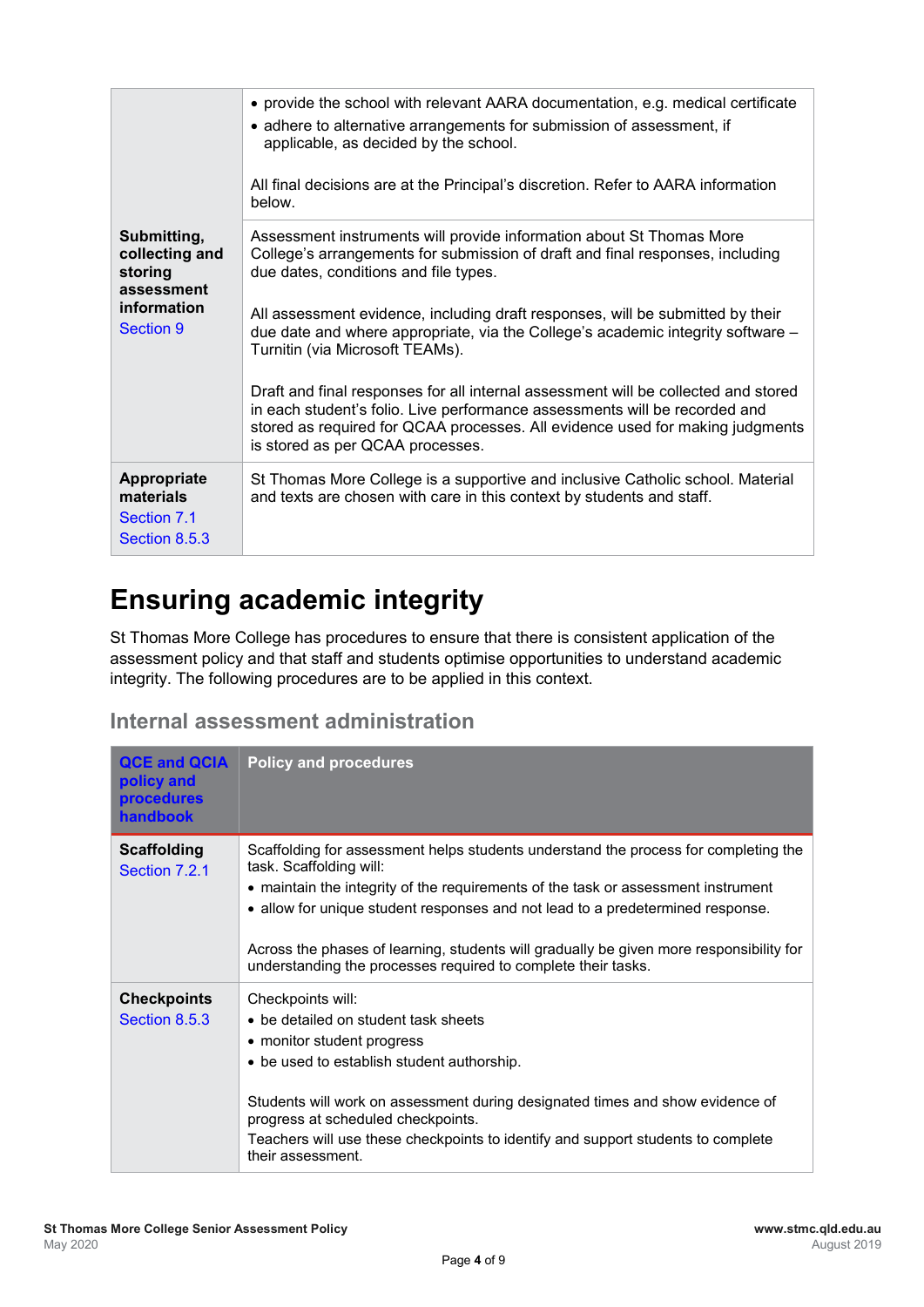| | |
|---|---|
| | • provide the school with relevant AARA documentation, e.g. medical certificate<br>• adhere to alternative arrangements for submission of assessment, if applicable, as decided by the school.<br><br>All final decisions are at the Principal's discretion. Refer to AARA information below. |
| **Submitting, collecting and storing assessment information**<br>Section 9 | Assessment instruments will provide information about St Thomas More College's arrangements for submission of draft and final responses, including due dates, conditions and file types.<br><br>All assessment evidence, including draft responses, will be submitted by their due date and where appropriate, via the College's academic integrity software – Turnitin (via Microsoft TEAMs).<br><br>Draft and final responses for all internal assessment will be collected and stored in each student's folio. Live performance assessments will be recorded and stored as required for QCAA processes. All evidence used for making judgments is stored as per QCAA processes. |
| **Appropriate materials**<br>Section 7.1<br>Section 8.5.3 | St Thomas More College is a supportive and inclusive Catholic school. Material and texts are chosen with care in this context by students and staff. |

# Ensuring academic integrity

St Thomas More College has procedures to ensure that there is consistent application of the assessment policy and that staff and students optimise opportunities to understand academic integrity. The following procedures are to be applied in this context.

## Internal assessment administration

| QCE and QCIA policy and procedures handbook | Policy and procedures |
|---|---|
| **Scaffolding**<br>Section 7.2.1 | Scaffolding for assessment helps students understand the process for completing the task. Scaffolding will:<br>• maintain the integrity of the requirements of the task or assessment instrument<br>• allow for unique student responses and not lead to a predetermined response.<br><br>Across the phases of learning, students will gradually be given more responsibility for understanding the processes required to complete their tasks. |
| **Checkpoints**<br>Section 8.5.3 | Checkpoints will:<br>• be detailed on student task sheets<br>• monitor student progress<br>• be used to establish student authorship.<br><br>Students will work on assessment during designated times and show evidence of progress at scheduled checkpoints.<br>Teachers will use these checkpoints to identify and support students to complete their assessment. |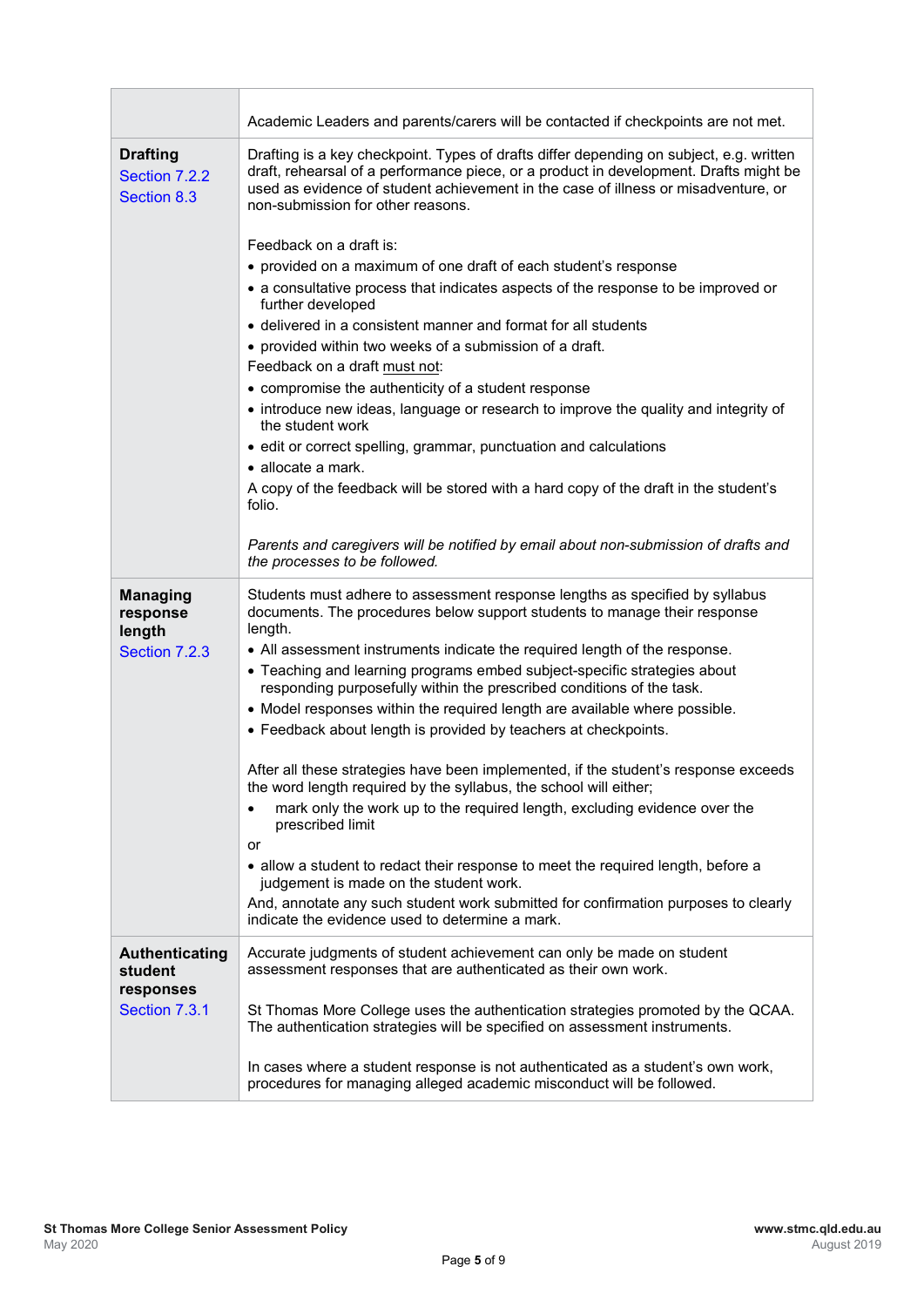| | |
|---|---|
| | Academic Leaders and parents/carers will be contacted if checkpoints are not met. |
| **Drafting**<br>Section 7.2.2<br>Section 8.3 | Drafting is a key checkpoint. Types of drafts differ depending on subject, e.g. written draft, rehearsal of a performance piece, or a product in development. Drafts might be used as evidence of student achievement in the case of illness or misadventure, or non-submission for other reasons.<br><br>Feedback on a draft is:<br>• provided on a maximum of one draft of each student's response<br>• a consultative process that indicates aspects of the response to be improved or further developed<br>• delivered in a consistent manner and format for all students<br>• provided within two weeks of a submission of a draft.<br>Feedback on a draft must not:<br>• compromise the authenticity of a student response<br>• introduce new ideas, language or research to improve the quality and integrity of the student work<br>• edit or correct spelling, grammar, punctuation and calculations<br>• allocate a mark.<br>A copy of the feedback will be stored with a hard copy of the draft in the student's folio.<br><br>*Parents and caregivers will be notified by email about non-submission of drafts and the processes to be followed.* |
| **Managing response length**<br>Section 7.2.3 | Students must adhere to assessment response lengths as specified by syllabus documents. The procedures below support students to manage their response length.<br>• All assessment instruments indicate the required length of the response.<br>• Teaching and learning programs embed subject-specific strategies about responding purposefully within the prescribed conditions of the task.<br>• Model responses within the required length are available where possible.<br>• Feedback about length is provided by teachers at checkpoints.<br><br>After all these strategies have been implemented, if the student's response exceeds the word length required by the syllabus, the school will either;<br>• mark only the work up to the required length, excluding evidence over the prescribed limit<br>or<br>• allow a student to redact their response to meet the required length, before a judgement is made on the student work.<br>And, annotate any such student work submitted for confirmation purposes to clearly indicate the evidence used to determine a mark. |
| **Authenticating student responses**<br>Section 7.3.1 | Accurate judgments of student achievement can only be made on student assessment responses that are authenticated as their own work.<br><br>St Thomas More College uses the authentication strategies promoted by the QCAA. The authentication strategies will be specified on assessment instruments.<br><br>In cases where a student response is not authenticated as a student's own work, procedures for managing alleged academic misconduct will be followed. |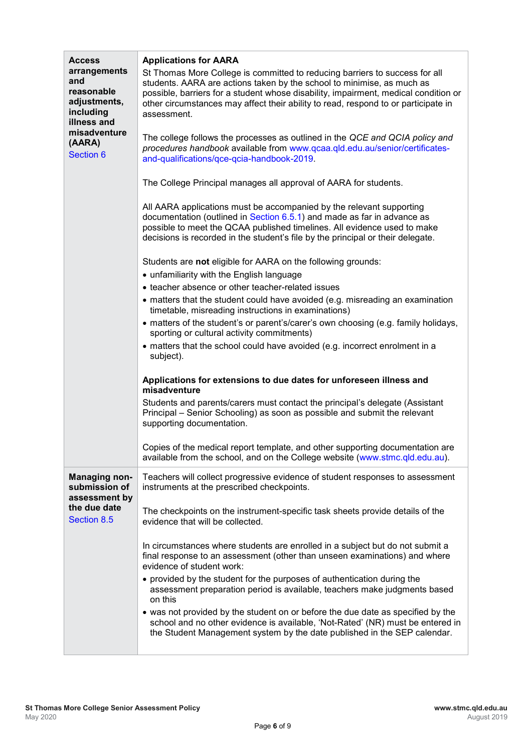| | |
|---|---|
| **Access arrangements and reasonable adjustments, including illness and misadventure (AARA)**<br>Section 6 | **Applications for AARA**<br>St Thomas More College is committed to reducing barriers to success for all students. AARA are actions taken by the school to minimise, as much as possible, barriers for a student whose disability, impairment, medical condition or other circumstances may affect their ability to read, respond to or participate in assessment.<br><br>The college follows the processes as outlined in the *QCE and QCIA policy and procedures handbook* available from www.qcaa.qld.edu.au/senior/certificates-and-qualifications/qce-qcia-handbook-2019.<br><br>The College Principal manages all approval of AARA for students.<br><br>All AARA applications must be accompanied by the relevant supporting documentation (outlined in Section 6.5.1) and made as far in advance as possible to meet the QCAA published timelines. All evidence used to make decisions is recorded in the student's file by the principal or their delegate.<br><br>Students are **not** eligible for AARA on the following grounds:<br>• unfamiliarity with the English language<br>• teacher absence or other teacher-related issues<br>• matters that the student could have avoided (e.g. misreading an examination timetable, misreading instructions in examinations)<br>• matters of the student's or parent's/carer's own choosing (e.g. family holidays, sporting or cultural activity commitments)<br>• matters that the school could have avoided (e.g. incorrect enrolment in a subject).<br><br>**Applications for extensions to due dates for unforeseen illness and misadventure**<br>Students and parents/carers must contact the principal's delegate (Assistant Principal – Senior Schooling) as soon as possible and submit the relevant supporting documentation.<br><br>Copies of the medical report template, and other supporting documentation are available from the school, and on the College website (www.stmc.qld.edu.au). |
| **Managing non-submission of assessment by the due date**<br>Section 8.5 | Teachers will collect progressive evidence of student responses to assessment instruments at the prescribed checkpoints.<br><br>The checkpoints on the instrument-specific task sheets provide details of the evidence that will be collected.<br><br>In circumstances where students are enrolled in a subject but do not submit a final response to an assessment (other than unseen examinations) and where evidence of student work:<br>• provided by the student for the purposes of authentication during the assessment preparation period is available, teachers make judgments based on this<br>• was not provided by the student on or before the due date as specified by the school and no other evidence is available, 'Not-Rated' (NR) must be entered in the Student Management system by the date published in the SEP calendar. |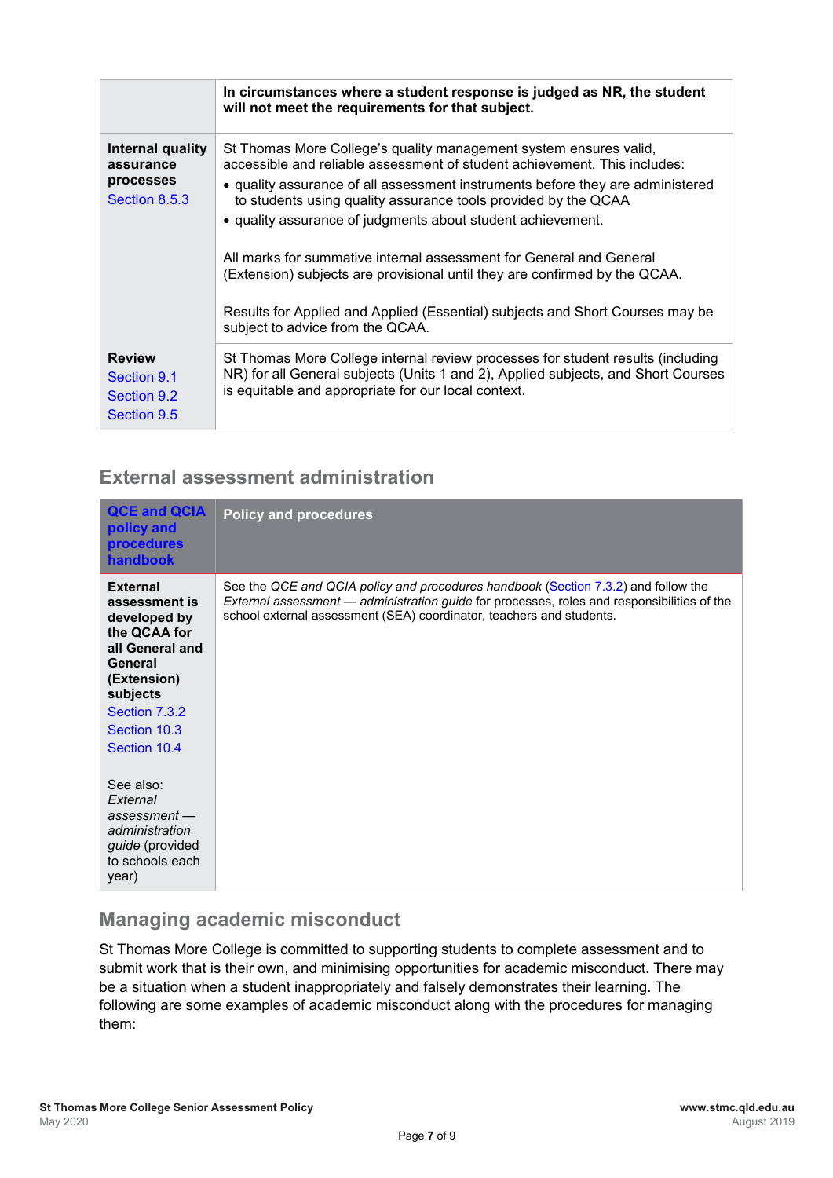| | |
|---|---|
| | **In circumstances where a student response is judged as NR, the student will not meet the requirements for that subject.** |
| **Internal quality assurance processes** Section 8.5.3 | St Thomas More College's quality management system ensures valid, accessible and reliable assessment of student achievement. This includes: • quality assurance of all assessment instruments before they are administered to students using quality assurance tools provided by the QCAA • quality assurance of judgments about student achievement. All marks for summative internal assessment for General and General (Extension) subjects are provisional until they are confirmed by the QCAA. Results for Applied and Applied (Essential) subjects and Short Courses may be subject to advice from the QCAA. |
| **Review** Section 9.1 Section 9.2 Section 9.5 | St Thomas More College internal review processes for student results (including NR) for all General subjects (Units 1 and 2), Applied subjects, and Short Courses is equitable and appropriate for our local context. |

## External assessment administration

| QCE and QCIA policy and procedures handbook | Policy and procedures |
|---|---|
| **External assessment is developed by the QCAA for all General and General (Extension) subjects** Section 7.3.2 Section 10.3 Section 10.4 See also: *External assessment — administration guide* (provided to schools each year) | See the *QCE and QCIA policy and procedures handbook* (Section 7.3.2) and follow the *External assessment — administration guide* for processes, roles and responsibilities of the school external assessment (SEA) coordinator, teachers and students. |

## Managing academic misconduct

St Thomas More College is committed to supporting students to complete assessment and to submit work that is their own, and minimising opportunities for academic misconduct. There may be a situation when a student inappropriately and falsely demonstrates their learning. The following are some examples of academic misconduct along with the procedures for managing them: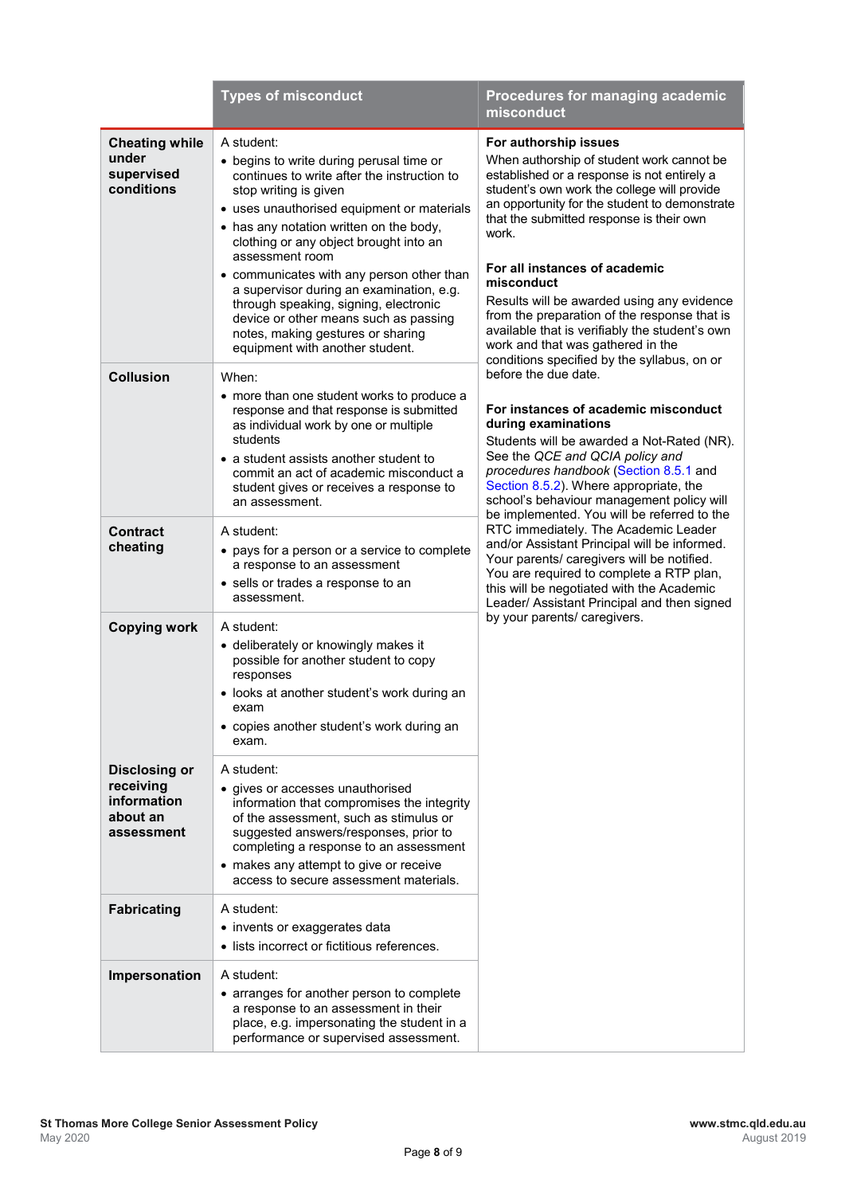| | Types of misconduct | Procedures for managing academic misconduct |
|---|---|---|
| **Cheating while under supervised conditions** | A student:<br>• begins to write during perusal time or continues to write after the instruction to stop writing is given<br>• uses unauthorised equipment or materials<br>• has any notation written on the body, clothing or any object brought into an assessment room<br>• communicates with any person other than a supervisor during an examination, e.g. through speaking, signing, electronic device or other means such as passing notes, making gestures or sharing equipment with another student. | **For authorship issues**<br>When authorship of student work cannot be established or a response is not entirely a student's own work the college will provide an opportunity for the student to demonstrate that the submitted response is their own work.<br><br>**For all instances of academic misconduct**<br>Results will be awarded using any evidence from the preparation of the response that is available that is verifiably the student's own work and that was gathered in the conditions specified by the syllabus, on or before the due date.<br><br>**For instances of academic misconduct during examinations**<br>Students will be awarded a Not-Rated (NR). See the *QCE and QCIA policy and procedures handbook* (Section 8.5.1 and Section 8.5.2). Where appropriate, the school's behaviour management policy will be implemented. You will be referred to the RTC immediately. The Academic Leader and/or Assistant Principal will be informed. Your parents/ caregivers will be notified. You are required to complete a RTP plan, this will be negotiated with the Academic Leader/ Assistant Principal and then signed by your parents/ caregivers. |
| **Collusion** | When:<br>• more than one student works to produce a response and that response is submitted as individual work by one or multiple students<br>• a student assists another student to commit an act of academic misconduct a student gives or receives a response to an assessment. | |
| **Contract cheating** | A student:<br>• pays for a person or a service to complete a response to an assessment<br>• sells or trades a response to an assessment. | |
| **Copying work** | A student:<br>• deliberately or knowingly makes it possible for another student to copy responses<br>• looks at another student's work during an exam<br>• copies another student's work during an exam. | |
| **Disclosing or receiving information about an assessment** | A student:<br>• gives or accesses unauthorised information that compromises the integrity of the assessment, such as stimulus or suggested answers/responses, prior to completing a response to an assessment<br>• makes any attempt to give or receive access to secure assessment materials. | |
| **Fabricating** | A student:<br>• invents or exaggerates data<br>• lists incorrect or fictitious references. | |
| **Impersonation** | A student:<br>• arranges for another person to complete a response to an assessment in their place, e.g. impersonating the student in a performance or supervised assessment. | |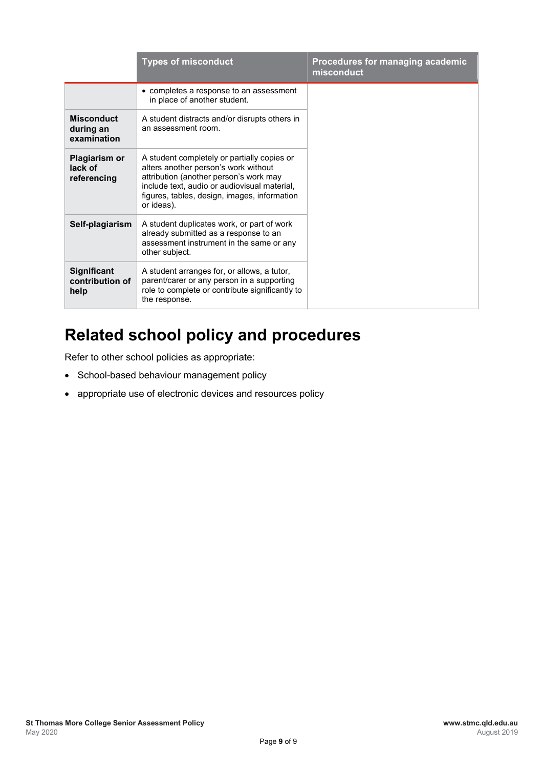| | Types of misconduct | Procedures for managing academic misconduct |
|---|---|---|
| | • completes a response to an assessment in place of another student. | |
| **Misconduct during an examination** | A student distracts and/or disrupts others in an assessment room. | |
| **Plagiarism or lack of referencing** | A student completely or partially copies or alters another person's work without attribution (another person's work may include text, audio or audiovisual material, figures, tables, design, images, information or ideas). | |
| **Self-plagiarism** | A student duplicates work, or part of work already submitted as a response to an assessment instrument in the same or any other subject. | |
| **Significant contribution of help** | A student arranges for, or allows, a tutor, parent/carer or any person in a supporting role to complete or contribute significantly to the response. | |

# Related school policy and procedures

Refer to other school policies as appropriate:

- School-based behaviour management policy
- appropriate use of electronic devices and resources policy